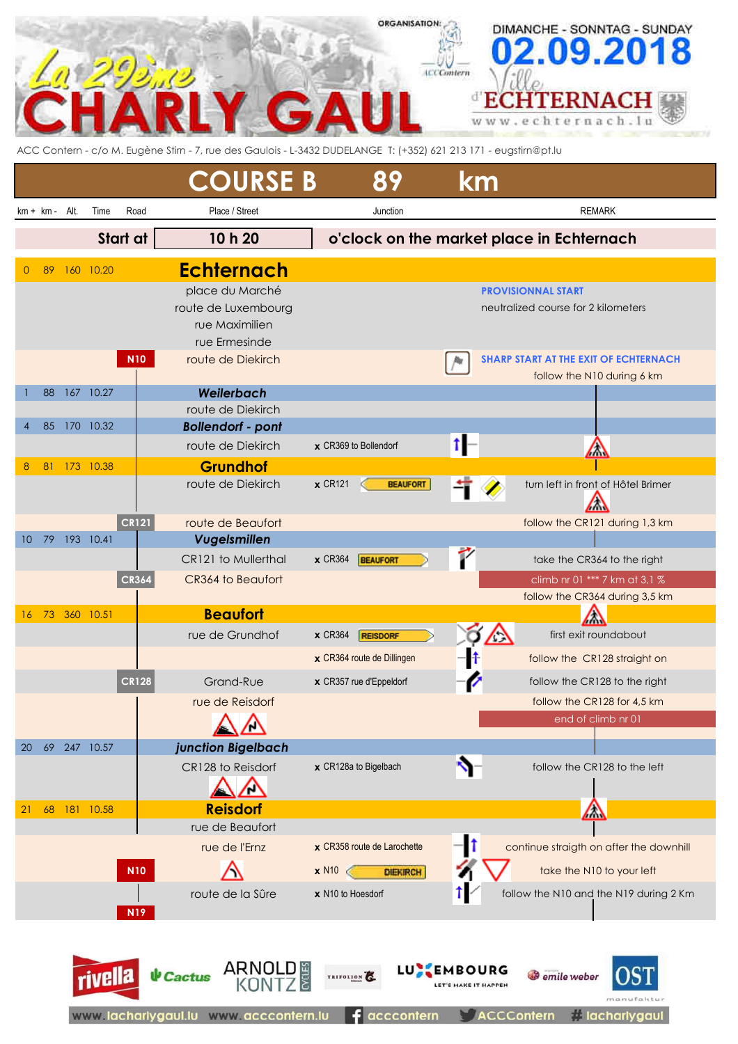# La 29ème CHARLY GAUL

ORGANISATION: ACC Contern

DIMANCHE - SONNTAG - SUNDAY

**02.09.2018**

Ville d'ECHTERNACH

www.echternach.lu

ACC Contern - c/o M. Eugène Stirn - 7, rue des Gaulois - L-3432 DUDELANGE T: (+352) 621 213 171 - eugstirn@pt.lu

## COURSE B 89 km

| km + | km - | Alt. | Time | Road | Place / Street | Junction | REMARK |
|---|---|---|---|---|---|---|---|
| | | | | Start at | **10 h 20** | **o'clock on the market place in Echternach** | |
| 0 | 89 | 160 | 10.20 | | **Echternach** | | |
| | | | | | place du Marché | | **PROVISIONNAL START** |
| | | | | | route de Luxembourg | | neutralized course for 2 kilometers |
| | | | | | rue Maximilien | | |
| | | | | | rue Ermesinde | | |
| | | | | N10 | route de Diekirch | | **SHARP START AT THE EXIT OF ECHTERNACH** follow the N10 during 6 km |
| 1 | 88 | 167 | 10.27 | | ***Weilerbach*** | | |
| | | | | | route de Diekirch | | |
| 4 | 85 | 170 | 10.32 | | ***Bollendorf - pont*** | | |
| | | | | | route de Diekirch | x CR369 to Bollendorf | |
| 8 | 81 | 173 | 10.38 | | **Grundhof** | | |
| | | | | | route de Diekirch | x CR121 BEAUFORT | turn left in front of Hôtel Brimer |
| | | | | CR121 | route de Beaufort | | follow the CR121 during 1,3 km |
| 10 | 79 | 193 | 10.41 | | ***Vugelsmillen*** | | |
| | | | | | CR121 to Mullerthal | x CR364 BEAUFORT | take the CR364 to the right |
| | | | | CR364 | CR364 to Beaufort | | climb nr 01 *** 7 km at 3,1 % |
| | | | | | | | follow the CR364 during 3,5 km |
| 16 | 73 | 360 | 10.51 | | **Beaufort** | | |
| | | | | | rue de Grundhof | x CR364 REISDORF | first exit roundabout |
| | | | | | | x CR364 route de Dillingen | follow the CR128 straight on |
| | | | | CR128 | Grand-Rue | x CR357 rue d'Eppeldorf | follow the CR128 to the right |
| | | | | | rue de Reisdorf | | follow the CR128 for 4,5 km |
| | | | | | | | end of climb nr 01 |
| 20 | 69 | 247 | 10.57 | | ***junction Bigelbach*** | | |
| | | | | | CR128 to Reisdorf | x CR128a to Bigelbach | follow the CR128 to the left |
| 21 | 68 | 181 | 10.58 | | **Reisdorf** | | |
| | | | | | rue de Beaufort | | |
| | | | | | rue de l'Ernz | x CR358 route de Larochette | continue straigth on after the downhill |
| | | | | N10 | | x N10 DIEKIRCH | take the N10 to your left |
| | | | | N19 | route de la Sûre | x N10 to Hoesdorf | follow the N10 and the N19 during 2 Km |

rivella · Cactus · ARNOLD KONTZ CYCLES · TRIFOLION · LUXEMBOURG LET'S MAKE IT HAPPEN · emile weber · OST manufaktur

www.lacharlygaul.lu www.acccontern.lu acccontern ACCContern #lacharlygaul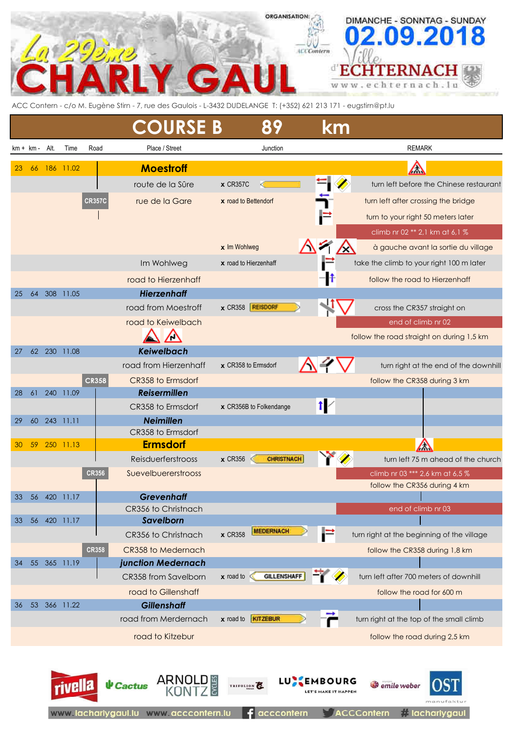# La 29ème CHARLY GAUL

ORGANISATION: ACC Contern

DIMANCHE - SONNTAG - SUNDAY **02.09.2018**

Ville d'ECHTERNACH www.echternach.lu

ACC Contern - c/o M. Eugène Stirn - 7, rue des Gaulois - L-3432 DUDELANGE T: (+352) 621 213 171 - eugstirn@pt.lu

## COURSE B 89 km

| km + | km - | Alt. | Time | Road | Place / Street | Junction | REMARK |
|---|---|---|---|---|---|---|---|
| 23 | 66 | 186 | 11.02 | | **Moestroff** | | |
| | | | | | route de la Sûre | x CR357C | turn left before the Chinese restaurant |
| | | | | CR357C | rue de la Gare | x road to Bettendorf | turn left after crossing the bridge |
| | | | | | | | turn to your right 50 meters later |
| | | | | | | | climb nr 02 ** 2,1 km at 6,1 % |
| | | | | | | x Im Wohlweg | à gauche avant la sortie du village |
| | | | | | Im Wohlweg | x road to Hierzenhaff | take the climb to your right 100 m later |
| | | | | | road to Hierzenhaff | | follow the road to Hierzenhaff |
| 25 | 64 | 308 | 11.05 | | ***Hierzenhaff*** | | |
| | | | | | road from Moestroff | x CR358 REISDORF | cross the CR357 straight on |
| | | | | | road to Keiwelbach | | end of climb nr 02 |
| | | | | | | | follow the road straight on during 1,5 km |
| 27 | 62 | 230 | 11.08 | | ***Keiwelbach*** | | |
| | | | | | road from Hierzenhaff | x CR358 to Ermsdorf | turn right at the end of the downhill |
| | | | | CR358 | CR358 to Ermsdorf | | follow the CR358 during 3 km |
| 28 | 61 | 240 | 11.09 | | ***Reisermillen*** | | |
| | | | | | CR358 to Ermsdorf | x CR356B to Folkendange | |
| 29 | 60 | 243 | 11.11 | | ***Neimillen*** | | |
| | | | | | CR358 to Ermsdorf | | |
| 30 | 59 | 250 | 11.13 | | **Ermsdorf** | | |
| | | | | | Reisduerferstrooss | x CR356 CHRISTNACH | turn left 75 m ahead of the church |
| | | | | CR356 | Suevelbuererstrooss | | climb nr 03 *** 2,6 km at 6,5 % |
| | | | | | | | follow the CR356 during 4 km |
| 33 | 56 | 420 | 11.17 | | ***Grevenhaff*** | | |
| | | | | | CR356 to Christnach | | end of climb nr 03 |
| 33 | 56 | 420 | 11.17 | | ***Savelborn*** | | |
| | | | | | CR356 to Christnach | x CR358 MEDERNACH | turn right at the beginning of the village |
| | | | | CR358 | CR358 to Medernach | | follow the CR358 during 1,8 km |
| 34 | 55 | 365 | 11.19 | | ***junction Medernach*** | | |
| | | | | | CR358 from Savelborn | x road to GILLENSHAFF | turn left after 700 meters of downhill |
| | | | | | road to Gillenshaff | | follow the road for 600 m |
| 36 | 53 | 366 | 11.22 | | ***Gillenshaff*** | | |
| | | | | | road from Merdernach | x road to KITZEBUR | turn right at the top of the small climb |
| | | | | | road to Kitzebur | | follow the road during 2,5 km |

www.lacharlygaul.lu www.acccontern.lu acccontern ACCContern #lacharlygaul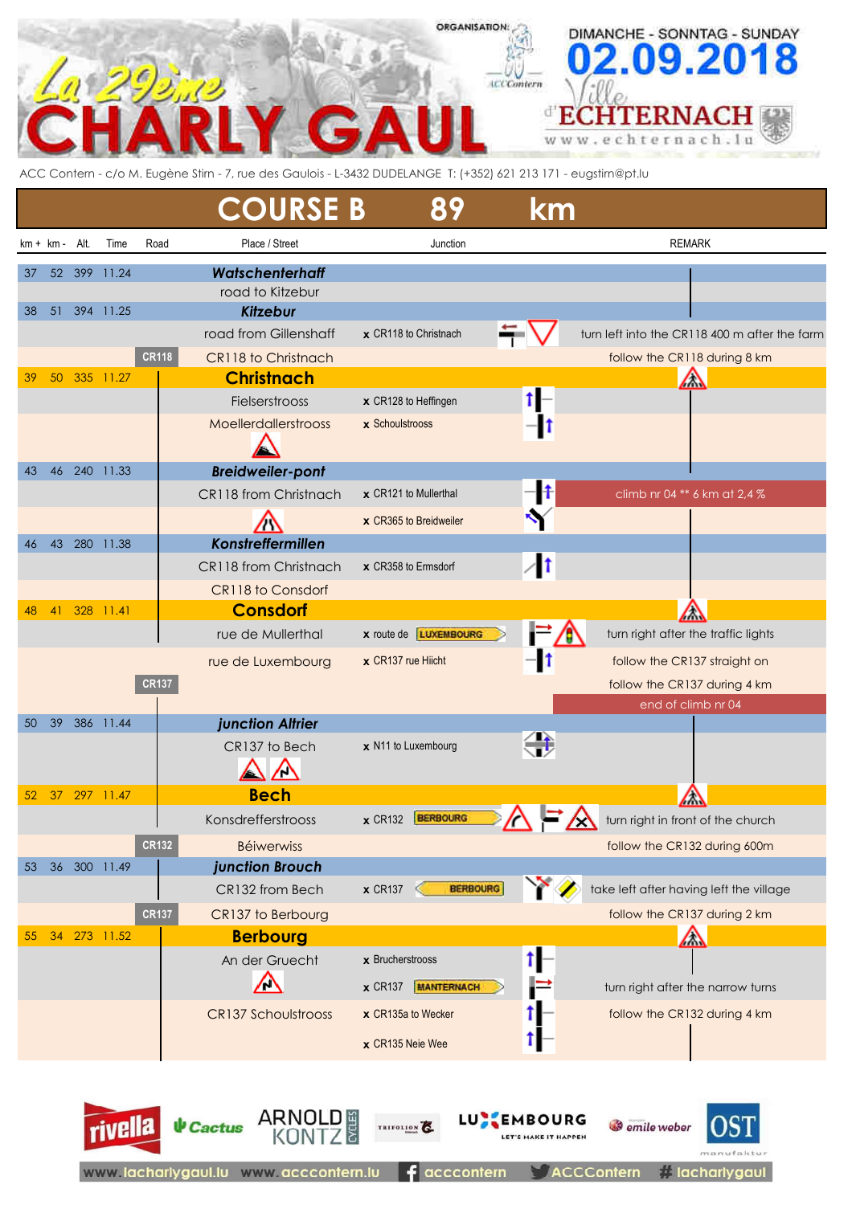La 29ème CHARLY GAUL

ORGANISATION: ACC Contern

DIMANCHE - SONNTAG - SUNDAY 02.09.2018

Ville d'ECHTERNACH www.echternach.lu

ACC Contern - c/o M. Eugène Stirn - 7, rue des Gaulois - L-3432 DUDELANGE T: (+352) 621 213 171 - eugstirn@pt.lu

# COURSE B 89 km

| km + | km - | Alt. | Time | Road | Place / Street | Junction | REMARK |
|---|---|---|---|---|---|---|---|
| 37 | 52 | 399 | 11.24 | | ***Watschenterhaff*** | | |
| | | | | | road to Kitzebur | | |
| 38 | 51 | 394 | 11.25 | | ***Kitzebur*** | | |
| | | | | | road from Gillenshaff | x CR118 to Christnach | turn left into the CR118 400 m after the farm |
| | | | | CR118 | CR118 to Christnach | | follow the CR118 during 8 km |
| 39 | 50 | 335 | 11.27 | | **Christnach** | | |
| | | | | | Fielserstrooss | x CR128 to Heffingen | |
| | | | | | Moellerdallerstrooss | x Schoulstrooss | |
| 43 | 46 | 240 | 11.33 | | ***Breidweiler-pont*** | | |
| | | | | | CR118 from Christnach | x CR121 to Mullerthal | climb nr 04 ** 6 km at 2,4 % |
| | | | | | | x CR365 to Breidweiler | |
| 46 | 43 | 280 | 11.38 | | ***Konstreffermillen*** | | |
| | | | | | CR118 from Christnach | x CR358 to Ermsdorf | |
| | | | | | CR118 to Consdorf | | |
| 48 | 41 | 328 | 11.41 | | **Consdorf** | | |
| | | | | | rue de Mullerthal | x route de LUXEMBOURG | turn right after the traffic lights |
| | | | | | rue de Luxembourg | x CR137 rue Hiicht | follow the CR137 straight on |
| | | | | CR137 | | | follow the CR137 during 4 km |
| | | | | | | | end of climb nr 04 |
| 50 | 39 | 386 | 11.44 | | ***junction Altrier*** | | |
| | | | | | CR137 to Bech | x N11 to Luxembourg | |
| 52 | 37 | 297 | 11.47 | | **Bech** | | |
| | | | | | Konsdrefferstrooss | x CR132 BERBOURG | turn right in front of the church |
| | | | | CR132 | Béiwerwiss | | follow the CR132 during 600m |
| 53 | 36 | 300 | 11.49 | | ***junction Brouch*** | | |
| | | | | | CR132 from Bech | x CR137 BERBOURG | take left after having left the village |
| | | | | CR137 | CR137 to Berbourg | | follow the CR137 during 2 km |
| 55 | 34 | 273 | 11.52 | | **Berbourg** | | |
| | | | | | An der Gruecht | x Brucherstrooss | |
| | | | | | | x CR137 MANTERNACH | turn right after the narrow turns |
| | | | | | CR137 Schoulstrooss | x CR135a to Wecker | follow the CR132 during 4 km |
| | | | | | | x CR135 Neie Wee | |

rivella · Cactus · ARNOLD KONTZ CYCLES · TRIFOLION · LUXEMBOURG LET'S MAKE IT HAPPEN · emile weber · OST manufaktur

www.lacharlygaul.lu www.acccontern.lu acccontern ACCContern #lacharlygaul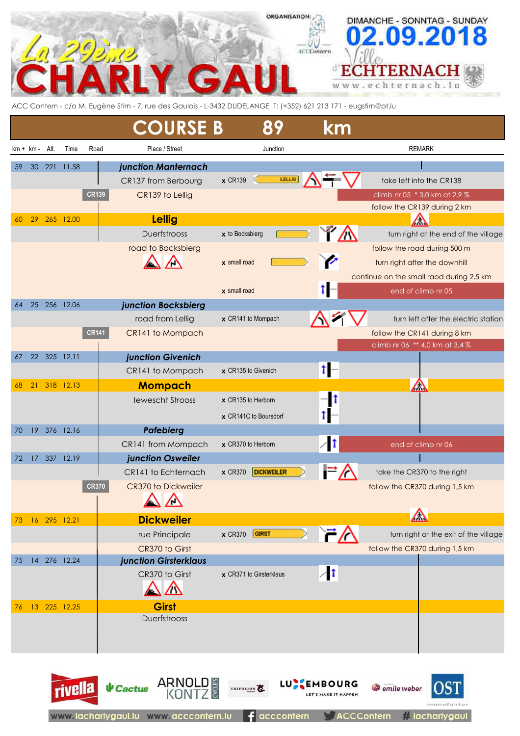# La 29ème CHARLY GAUL

ORGANISATION: ACC Contern

DIMANCHE - SONNTAG - SUNDAY **02.09.2018**

Ville d'ECHTERNACH www.echternach.lu

ACC Contern - c/o M. Eugène Stirn - 7, rue des Gaulois - L-3432 DUDELANGE T: (+352) 621 213 171 - eugstirn@pt.lu

## COURSE B 89 km

| km + | km - | Alt. | Time | Road | Place / Street | Junction | REMARK |
|---|---|---|---|---|---|---|---|
| 59 | 30 | 221 | 11.58 | | ***junction Mantemach*** | | |
| | | | | | CR137 from Berbourg | x CR139 LELLIG | take left into the CR138 |
| | | | | CR139 | CR139 to Lellig | | climb nr 05 * 3,0 km at 2,9 % |
| | | | | | | | follow the CR139 during 2 km |
| 60 | 29 | 265 | 12.00 | | **Lellig** | | |
| | | | | | Duerfstrooss | x to Bocksbierg | turn right at the end of the village |
| | | | | | road to Bocksbierg | | follow the road during 500 m |
| | | | | | | x small road | turn right after the downhill |
| | | | | | | | continue on the small raod during 2,5 km |
| | | | | | | x small road | end of climb nr 05 |
| 64 | 25 | 256 | 12.06 | | ***junction Bocksbierg*** | | |
| | | | | | road from Lellig | x CR141 to Mompach | turn left after the electric station |
| | | | | CR141 | CR141 to Mompach | | follow the CR141 during 8 km |
| | | | | | | | climb nr 06 ** 4,0 km at 3,4 % |
| 67 | 22 | 325 | 12.11 | | ***junction Givenich*** | | |
| | | | | | CR141 to Mompach | x CR135 to Givenich | |
| 68 | 21 | 318 | 12.13 | | **Mompach** | | |
| | | | | | Iewescht Strooss | x CR135 to Herborn | |
| | | | | | | x CR141C to Boursdorf | |
| 70 | 19 | 376 | 12.16 | | ***Pafebierg*** | | |
| | | | | | CR141 from Mompach | x CR370 to Herborn | end of climb nr 06 |
| 72 | 17 | 337 | 12.19 | | ***junction Osweiler*** | | |
| | | | | | CR141 to Echternach | x CR370 DICKWEILER | take the CR370 to the right |
| | | | | CR370 | CR370 to Dickweiler | | follow the CR370 during 1,5 km |
| 73 | 16 | 295 | 12.21 | | **Dickweiler** | | |
| | | | | | rue Principale | x CR370 GIRST | turn right at the exit of the village |
| | | | | | CR370 to Girst | | follow the CR370 during 1,5 km |
| 75 | 14 | 276 | 12.24 | | ***junction Girsterklaus*** | | |
| | | | | | CR370 to Girst | x CR371 to Girsterklaus | |
| 76 | 13 | 225 | 12.25 | | **Girst** | | |
| | | | | | Duerfstrooss | | |

rivella · Cactus · ARNOLD KONTZ CYCLES · TRIFOLION · LUXEMBOURG LET'S MAKE IT HAPPEN · emile weber · OST manufaktur

www.lacharlygaul.lu www.acccontern.lu acccontern ACCContern # lacharlygaul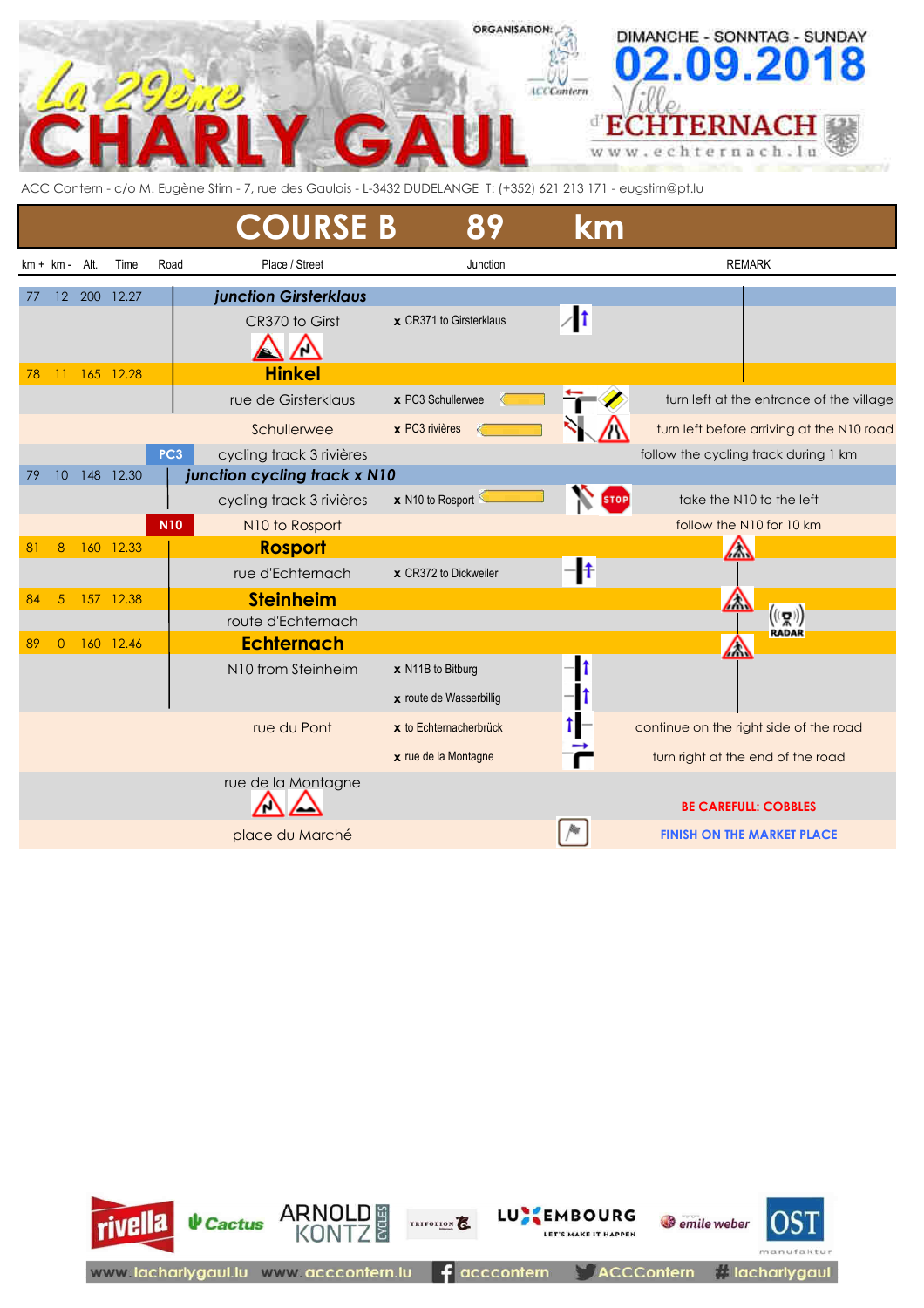# La 29ème CHARLY GAUL

ORGANISATION: ACC Contern

DIMANCHE - SONNTAG - SUNDAY **02.09.2018**

Ville d'ECHTERNACH www.echternach.lu

ACC Contern - c/o M. Eugène Stirn - 7, rue des Gaulois - L-3432 DUDELANGE T: (+352) 621 213 171 - eugstirn@pt.lu

## COURSE B 89 km

| km + | km - | Alt. | Time | Road | Place / Street | Junction | REMARK |
|---|---|---|---|---|---|---|---|
| 77 | 12 | 200 | 12.27 | | ***junction Girsterklaus*** | | |
| | | | | | CR370 to Girst | x CR371 to Girsterklaus | |
| 78 | 11 | 165 | 12.28 | | **Hinkel** | | |
| | | | | | rue de Girsterklaus | x PC3 Schullerwee | turn left at the entrance of the village |
| | | | | | Schullerwee | x PC3 rivières | turn left before arriving at the N10 road |
| | | | | PC3 | cycling track 3 rivières | | follow the cycling track during 1 km |
| 79 | 10 | 148 | 12.30 | | ***junction cycling track x N10*** | | |
| | | | | | cycling track 3 rivières | x N10 to Rosport | take the N10 to the left |
| | | | | N10 | N10 to Rosport | | follow the N10 for 10 km |
| 81 | 8 | 160 | 12.33 | | **Rosport** | | |
| | | | | | rue d'Echternach | x CR372 to Dickweiler | |
| 84 | 5 | 157 | 12.38 | | **Steinheim** | | RADAR |
| | | | | | route d'Echternach | | |
| 89 | 0 | 160 | 12.46 | | **Echternach** | | |
| | | | | | N10 from Steinheim | x N11B to Bitburg | |
| | | | | | | x route de Wasserbillig | |
| | | | | | rue du Pont | x to Echternacherbrück | continue on the right side of the road |
| | | | | | | x rue de la Montagne | turn right at the end of the road |
| | | | | | rue de la Montagne | | **BE CAREFULL: COBBLES** |
| | | | | | place du Marché | | **FINISH ON THE MARKET PLACE** |

rivella · Cactus · ARNOLD KONTZ CYCLES · TRIFOLION · LUXEMBOURG LET'S MAKE IT HAPPEN · emile weber · OST manufaktur

www.lacharlygaul.lu www.acccontern.lu acccontern ACCContern #lacharlygaul